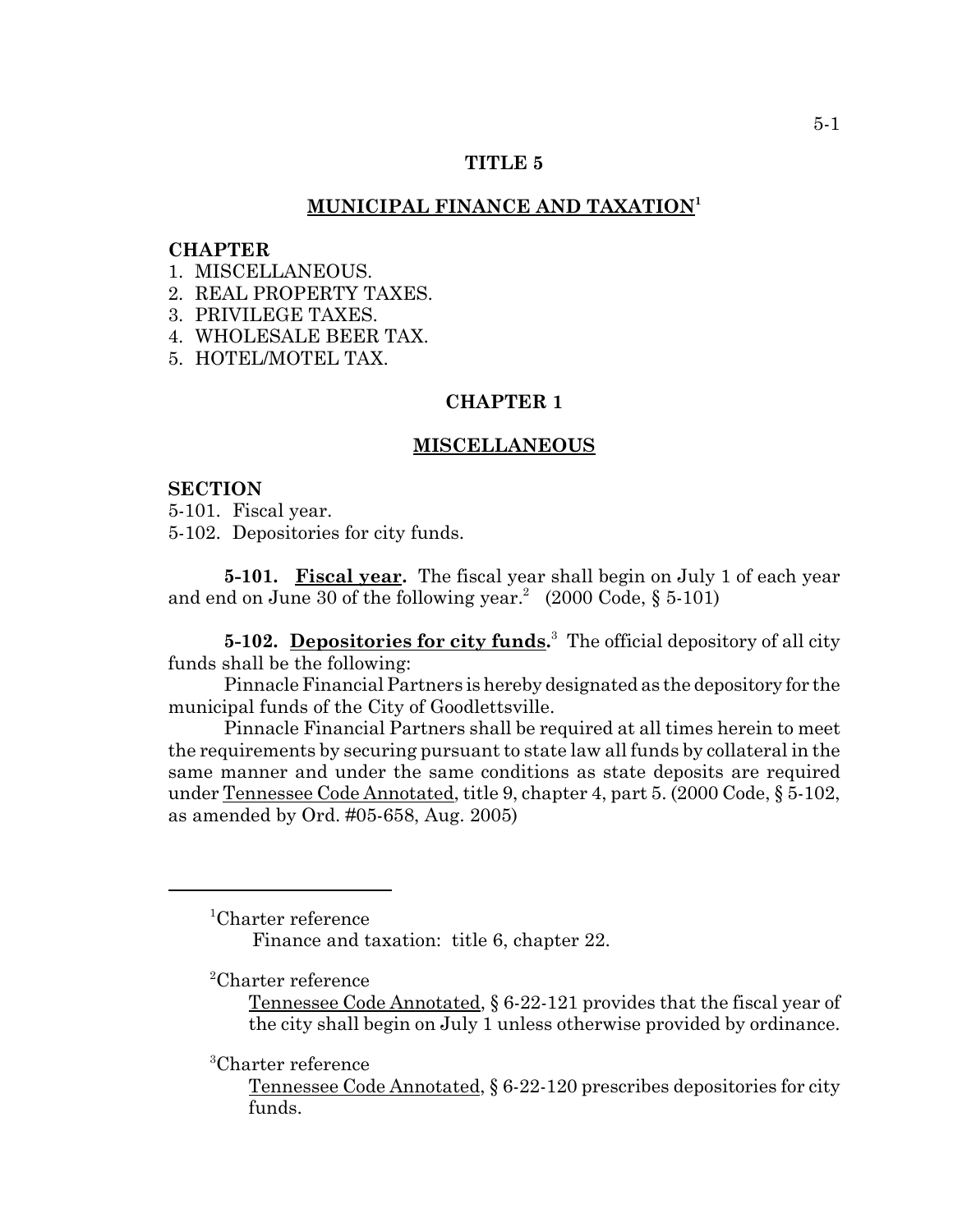# TITLE 5

## MUNICIPAL FINANCE AND TAXATION[1]

**CHAPTER**

1. MISCELLANEOUS.
2. REAL PROPERTY TAXES.
3. PRIVILEGE TAXES.
4. WHOLESALE BEER TAX.
5. HOTEL/MOTEL TAX.

## CHAPTER 1

## MISCELLANEOUS

**SECTION**

5-101. Fiscal year.
5-102. Depositories for city funds.

**5-101. Fiscal year.** The fiscal year shall begin on July 1 of each year and end on June 30 of the following year.[2] (2000 Code, § 5-101)

**5-102. Depositories for city funds.**[3] The official depository of all city funds shall be the following:

Pinnacle Financial Partners is hereby designated as the depository for the municipal funds of the City of Goodlettsville.

Pinnacle Financial Partners shall be required at all times herein to meet the requirements by securing pursuant to state law all funds by collateral in the same manner and under the same conditions as state deposits are required under Tennessee Code Annotated, title 9, chapter 4, part 5. (2000 Code, § 5-102, as amended by Ord. #05-658, Aug. 2005)

---

[1]Charter reference
Finance and taxation: title 6, chapter 22.

[2]Charter reference
Tennessee Code Annotated, § 6-22-121 provides that the fiscal year of the city shall begin on July 1 unless otherwise provided by ordinance.

[3]Charter reference
Tennessee Code Annotated, § 6-22-120 prescribes depositories for city funds.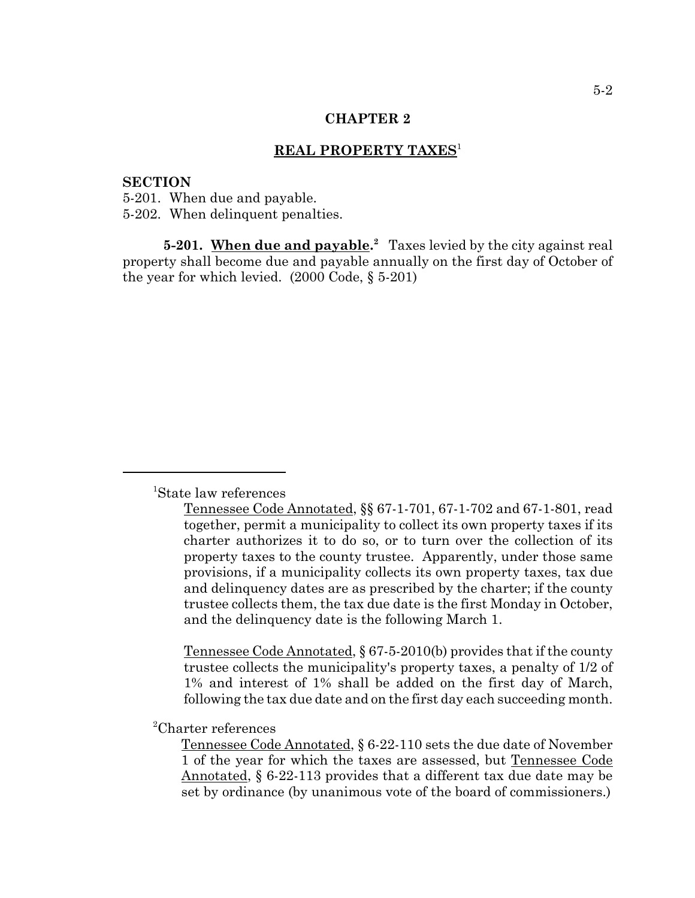# CHAPTER 2

## REAL PROPERTY TAXES[1]

**SECTION**

5-201. When due and payable.
5-202. When delinquent penalties.

**5-201. When due and payable.[2]** Taxes levied by the city against real property shall become due and payable annually on the first day of October of the year for which levied. (2000 Code, § 5-201)

---

[1]State law references

Tennessee Code Annotated, §§ 67-1-701, 67-1-702 and 67-1-801, read together, permit a municipality to collect its own property taxes if its charter authorizes it to do so, or to turn over the collection of its property taxes to the county trustee. Apparently, under those same provisions, if a municipality collects its own property taxes, tax due and delinquency dates are as prescribed by the charter; if the county trustee collects them, the tax due date is the first Monday in October, and the delinquency date is the following March 1.

Tennessee Code Annotated, § 67-5-2010(b) provides that if the county trustee collects the municipality's property taxes, a penalty of 1/2 of 1% and interest of 1% shall be added on the first day of March, following the tax due date and on the first day each succeeding month.

[2]Charter references

Tennessee Code Annotated, § 6-22-110 sets the due date of November 1 of the year for which the taxes are assessed, but Tennessee Code Annotated, § 6-22-113 provides that a different tax due date may be set by ordinance (by unanimous vote of the board of commissioners.)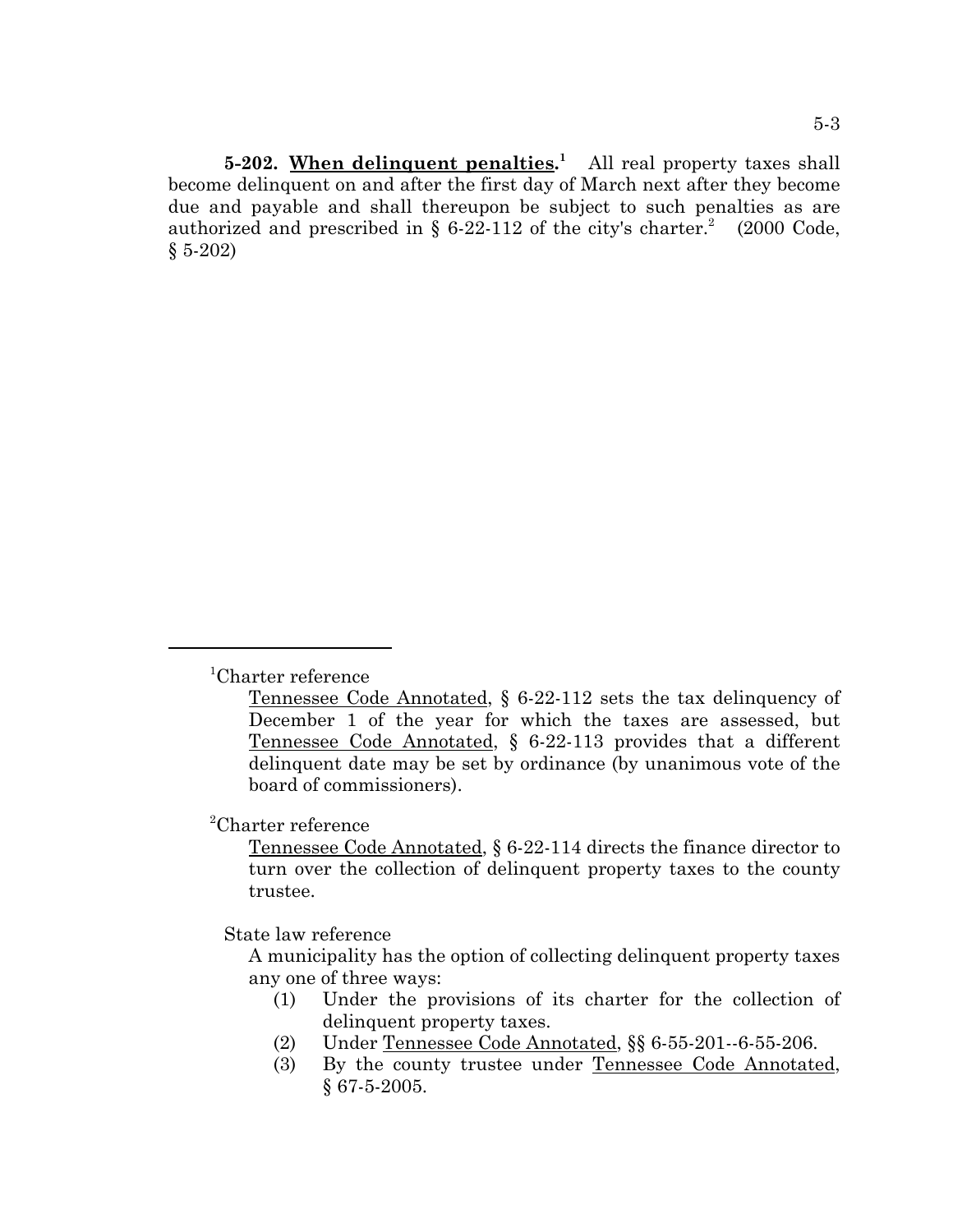**5-202. When delinquent penalties.**[1] All real property taxes shall become delinquent on and after the first day of March next after they become due and payable and shall thereupon be subject to such penalties as are authorized and prescribed in § 6-22-112 of the city's charter.[2] (2000 Code, § 5-202)

---

[1]Charter reference

Tennessee Code Annotated, § 6-22-112 sets the tax delinquency of December 1 of the year for which the taxes are assessed, but Tennessee Code Annotated, § 6-22-113 provides that a different delinquent date may be set by ordinance (by unanimous vote of the board of commissioners).

[2]Charter reference

Tennessee Code Annotated, § 6-22-114 directs the finance director to turn over the collection of delinquent property taxes to the county trustee.

State law reference

A municipality has the option of collecting delinquent property taxes any one of three ways:

(1) Under the provisions of its charter for the collection of delinquent property taxes.

(2) Under Tennessee Code Annotated, §§ 6-55-201--6-55-206.

(3) By the county trustee under Tennessee Code Annotated, § 67-5-2005.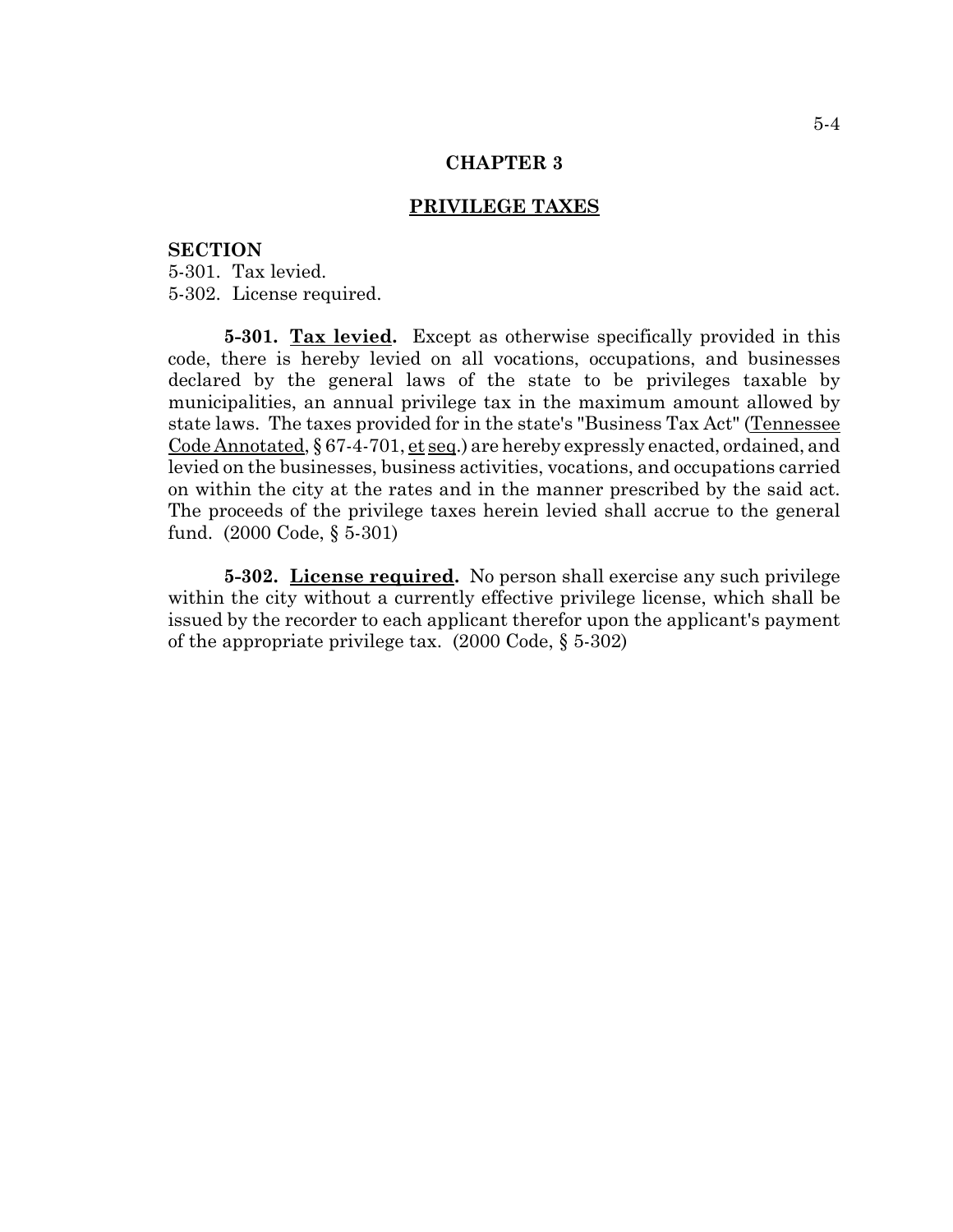# CHAPTER 3

## PRIVILEGE TAXES

**SECTION**

5-301. Tax levied.
5-302. License required.

**5-301. Tax levied.** Except as otherwise specifically provided in this code, there is hereby levied on all vocations, occupations, and businesses declared by the general laws of the state to be privileges taxable by municipalities, an annual privilege tax in the maximum amount allowed by state laws. The taxes provided for in the state's "Business Tax Act" (Tennessee Code Annotated, § 67-4-701, et seq.) are hereby expressly enacted, ordained, and levied on the businesses, business activities, vocations, and occupations carried on within the city at the rates and in the manner prescribed by the said act. The proceeds of the privilege taxes herein levied shall accrue to the general fund. (2000 Code, § 5-301)

**5-302. License required.** No person shall exercise any such privilege within the city without a currently effective privilege license, which shall be issued by the recorder to each applicant therefor upon the applicant's payment of the appropriate privilege tax. (2000 Code, § 5-302)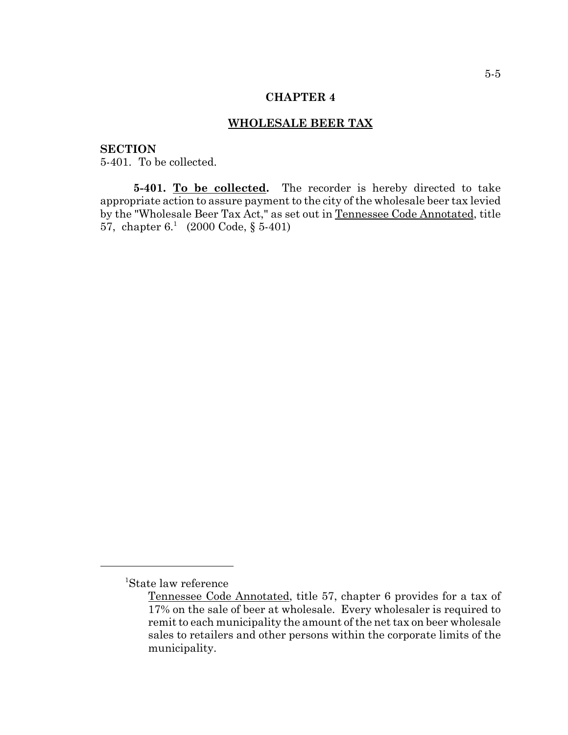# CHAPTER 4

## WHOLESALE BEER TAX

**SECTION**

5-401. To be collected.

**5-401. To be collected.** The recorder is hereby directed to take appropriate action to assure payment to the city of the wholesale beer tax levied by the "Wholesale Beer Tax Act," as set out in Tennessee Code Annotated, title 57, chapter 6.[1] (2000 Code, § 5-401)

---

[1]State law reference

Tennessee Code Annotated, title 57, chapter 6 provides for a tax of 17% on the sale of beer at wholesale. Every wholesaler is required to remit to each municipality the amount of the net tax on beer wholesale sales to retailers and other persons within the corporate limits of the municipality.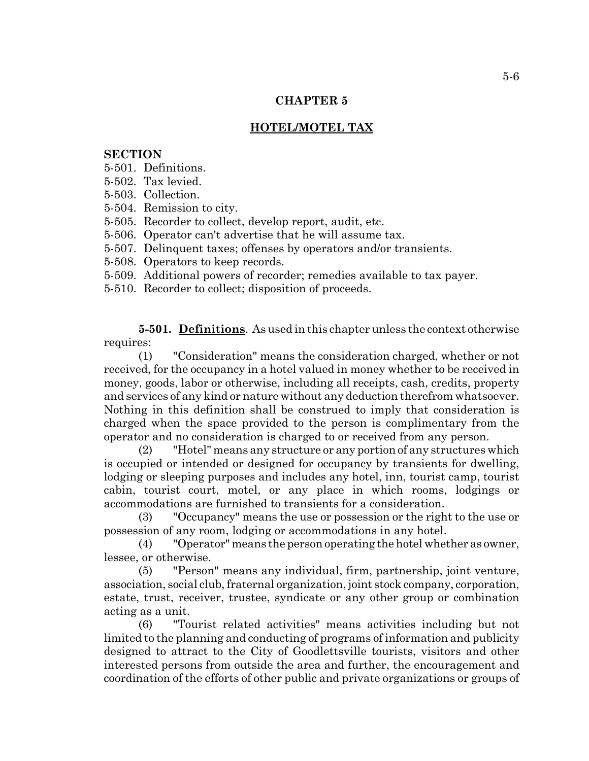# CHAPTER 5

## HOTEL/MOTEL TAX

**SECTION**

5-501. Definitions.
5-502. Tax levied.
5-503. Collection.
5-504. Remission to city.
5-505. Recorder to collect, develop report, audit, etc.
5-506. Operator can't advertise that he will assume tax.
5-507. Delinquent taxes; offenses by operators and/or transients.
5-508. Operators to keep records.
5-509. Additional powers of recorder; remedies available to tax payer.
5-510. Recorder to collect; disposition of proceeds.

**5-501. Definitions**. As used in this chapter unless the context otherwise requires:

(1) "Consideration" means the consideration charged, whether or not received, for the occupancy in a hotel valued in money whether to be received in money, goods, labor or otherwise, including all receipts, cash, credits, property and services of any kind or nature without any deduction therefrom whatsoever. Nothing in this definition shall be construed to imply that consideration is charged when the space provided to the person is complimentary from the operator and no consideration is charged to or received from any person.

(2) "Hotel" means any structure or any portion of any structures which is occupied or intended or designed for occupancy by transients for dwelling, lodging or sleeping purposes and includes any hotel, inn, tourist camp, tourist cabin, tourist court, motel, or any place in which rooms, lodgings or accommodations are furnished to transients for a consideration.

(3) "Occupancy" means the use or possession or the right to the use or possession of any room, lodging or accommodations in any hotel.

(4) "Operator" means the person operating the hotel whether as owner, lessee, or otherwise.

(5) "Person" means any individual, firm, partnership, joint venture, association, social club, fraternal organization, joint stock company, corporation, estate, trust, receiver, trustee, syndicate or any other group or combination acting as a unit.

(6) "Tourist related activities" means activities including but not limited to the planning and conducting of programs of information and publicity designed to attract to the City of Goodlettsville tourists, visitors and other interested persons from outside the area and further, the encouragement and coordination of the efforts of other public and private organizations or groups of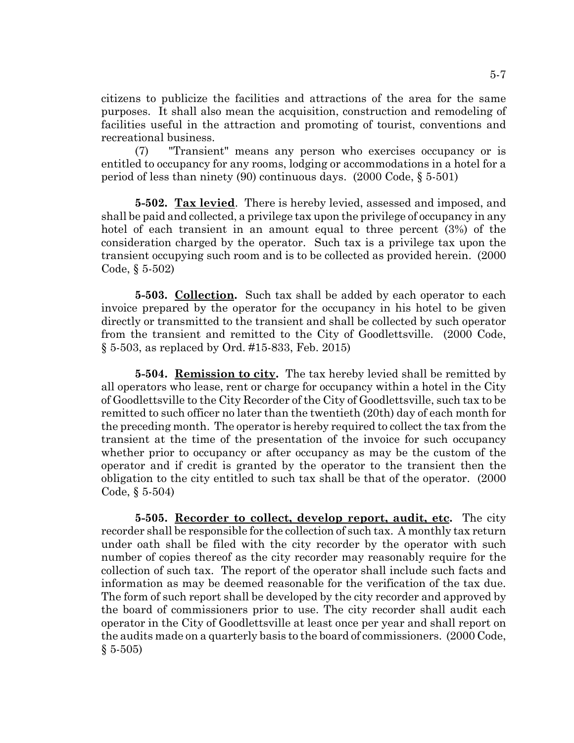citizens to publicize the facilities and attractions of the area for the same purposes. It shall also mean the acquisition, construction and remodeling of facilities useful in the attraction and promoting of tourist, conventions and recreational business.

(7) "Transient" means any person who exercises occupancy or is entitled to occupancy for any rooms, lodging or accommodations in a hotel for a period of less than ninety (90) continuous days. (2000 Code, § 5-501)

**5-502. Tax levied**. There is hereby levied, assessed and imposed, and shall be paid and collected, a privilege tax upon the privilege of occupancy in any hotel of each transient in an amount equal to three percent (3%) of the consideration charged by the operator. Such tax is a privilege tax upon the transient occupying such room and is to be collected as provided herein. (2000 Code, § 5-502)

**5-503. Collection.** Such tax shall be added by each operator to each invoice prepared by the operator for the occupancy in his hotel to be given directly or transmitted to the transient and shall be collected by such operator from the transient and remitted to the City of Goodlettsville. (2000 Code, § 5-503, as replaced by Ord. #15-833, Feb. 2015)

**5-504. Remission to city.** The tax hereby levied shall be remitted by all operators who lease, rent or charge for occupancy within a hotel in the City of Goodlettsville to the City Recorder of the City of Goodlettsville, such tax to be remitted to such officer no later than the twentieth (20th) day of each month for the preceding month. The operator is hereby required to collect the tax from the transient at the time of the presentation of the invoice for such occupancy whether prior to occupancy or after occupancy as may be the custom of the operator and if credit is granted by the operator to the transient then the obligation to the city entitled to such tax shall be that of the operator. (2000 Code, § 5-504)

**5-505. Recorder to collect, develop report, audit, etc.** The city recorder shall be responsible for the collection of such tax. A monthly tax return under oath shall be filed with the city recorder by the operator with such number of copies thereof as the city recorder may reasonably require for the collection of such tax. The report of the operator shall include such facts and information as may be deemed reasonable for the verification of the tax due. The form of such report shall be developed by the city recorder and approved by the board of commissioners prior to use. The city recorder shall audit each operator in the City of Goodlettsville at least once per year and shall report on the audits made on a quarterly basis to the board of commissioners. (2000 Code, § 5-505)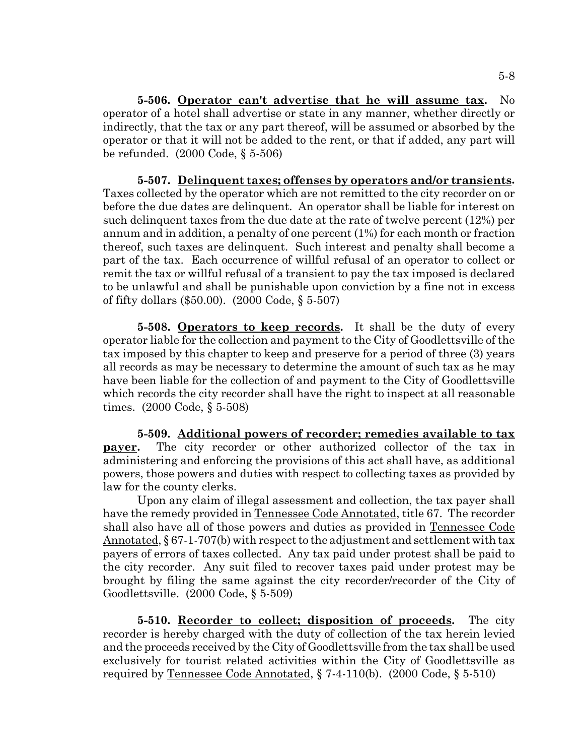**5-506. Operator can't advertise that he will assume tax.** No operator of a hotel shall advertise or state in any manner, whether directly or indirectly, that the tax or any part thereof, will be assumed or absorbed by the operator or that it will not be added to the rent, or that if added, any part will be refunded. (2000 Code, § 5-506)

**5-507. Delinquent taxes; offenses by operators and/or transients.** Taxes collected by the operator which are not remitted to the city recorder on or before the due dates are delinquent. An operator shall be liable for interest on such delinquent taxes from the due date at the rate of twelve percent (12%) per annum and in addition, a penalty of one percent (1%) for each month or fraction thereof, such taxes are delinquent. Such interest and penalty shall become a part of the tax. Each occurrence of willful refusal of an operator to collect or remit the tax or willful refusal of a transient to pay the tax imposed is declared to be unlawful and shall be punishable upon conviction by a fine not in excess of fifty dollars ($50.00). (2000 Code, § 5-507)

**5-508. Operators to keep records.** It shall be the duty of every operator liable for the collection and payment to the City of Goodlettsville of the tax imposed by this chapter to keep and preserve for a period of three (3) years all records as may be necessary to determine the amount of such tax as he may have been liable for the collection of and payment to the City of Goodlettsville which records the city recorder shall have the right to inspect at all reasonable times. (2000 Code, § 5-508)

**5-509. Additional powers of recorder; remedies available to tax payer.** The city recorder or other authorized collector of the tax in administering and enforcing the provisions of this act shall have, as additional powers, those powers and duties with respect to collecting taxes as provided by law for the county clerks.

Upon any claim of illegal assessment and collection, the tax payer shall have the remedy provided in Tennessee Code Annotated, title 67. The recorder shall also have all of those powers and duties as provided in Tennessee Code Annotated, § 67-1-707(b) with respect to the adjustment and settlement with tax payers of errors of taxes collected. Any tax paid under protest shall be paid to the city recorder. Any suit filed to recover taxes paid under protest may be brought by filing the same against the city recorder/recorder of the City of Goodlettsville. (2000 Code, § 5-509)

**5-510. Recorder to collect; disposition of proceeds.** The city recorder is hereby charged with the duty of collection of the tax herein levied and the proceeds received by the City of Goodlettsville from the tax shall be used exclusively for tourist related activities within the City of Goodlettsville as required by Tennessee Code Annotated, § 7-4-110(b). (2000 Code, § 5-510)